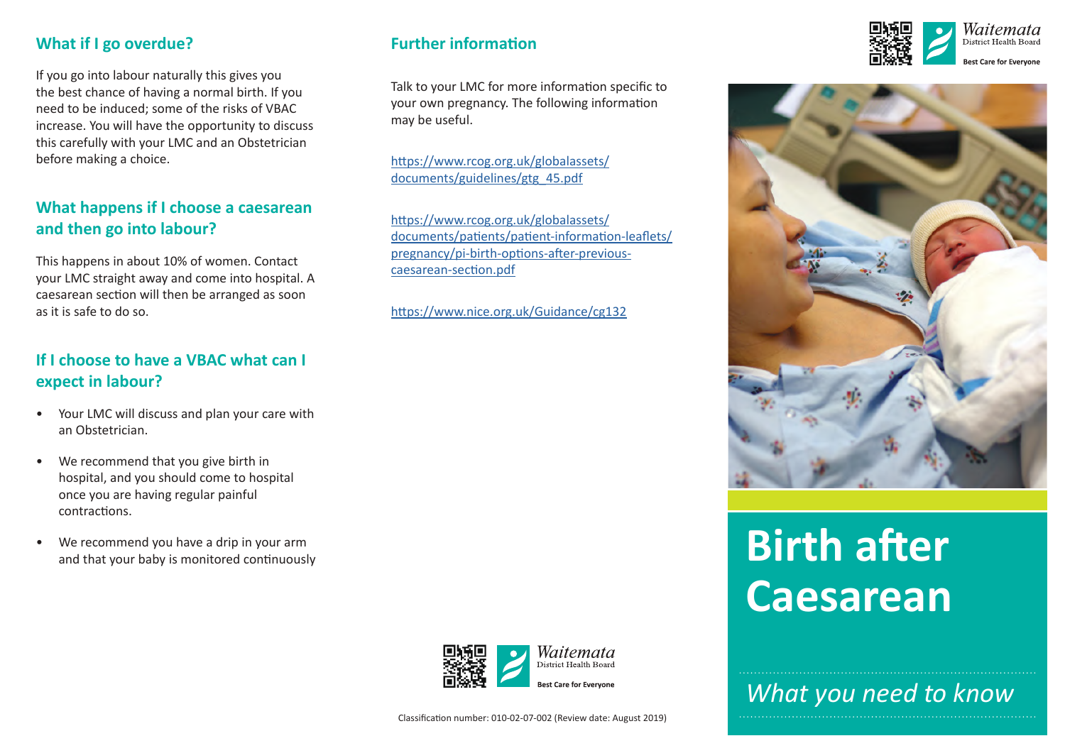## What if I go overdue?

If you go into labour naturally this gives you the best chance of having a normal birth. If you need to be induced; some of the risks of VBAC increase. You will have the opportunity to discuss this carefully with your LMC and an Obstetrician before making a choice.

## What happens if I choose a caesarean and then go into labour?

This happens in about 10% of women. Contact your LMC straight away and come into hospital. A caesarean section will then be arranged as soon as it is safe to do so.

## If I choose to have a VBAC what can I expect in labour?

- Your LMC will discuss and plan your care with an Obstetrician.
- We recommend that you give birth in hospital, and you should come to hospital once you are having regular painful contractions.
- We recommend you have a drip in your arm and that your baby is monitored continuously

## Further information

Talk to your LMC for more information specific to your own pregnancy. The following information may be useful.

https://www.rcog.org.uk/globalassets/documents/guidelines/gtg_45.pdf

https://www.rcog.org.uk/globalassets/documents/patients/patient-information-leaflets/pregnancy/pi-birth-options-after-previous-caesarean-section.pdf

https://www.nice.org.uk/Guidance/cg132

Waitemata District Health Board

Best Care for Everyone

Classification number: 010-02-07-002 (Review date: August 2019)

Waitemata District Health Board

Best Care for Everyone

# Birth after Caesarean

*What you need to know*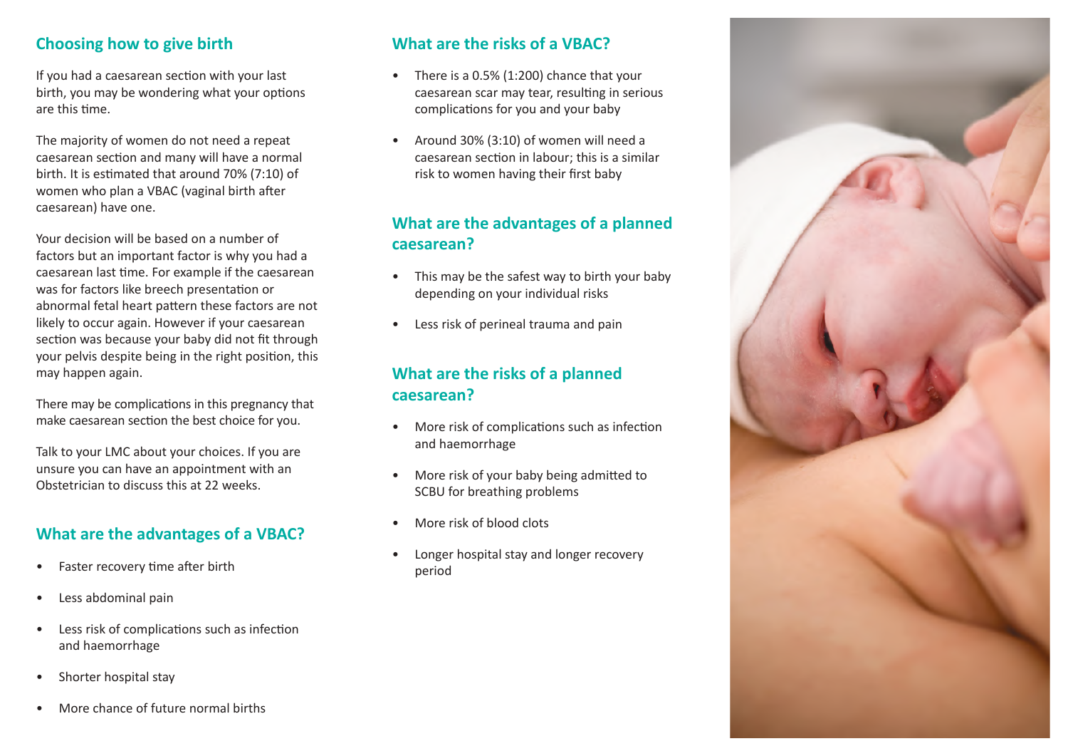## Choosing how to give birth

If you had a caesarean section with your last birth, you may be wondering what your options are this time.

The majority of women do not need a repeat caesarean section and many will have a normal birth. It is estimated that around 70% (7:10) of women who plan a VBAC (vaginal birth after caesarean) have one.

Your decision will be based on a number of factors but an important factor is why you had a caesarean last time. For example if the caesarean was for factors like breech presentation or abnormal fetal heart pattern these factors are not likely to occur again. However if your caesarean section was because your baby did not fit through your pelvis despite being in the right position, this may happen again.

There may be complications in this pregnancy that make caesarean section the best choice for you.

Talk to your LMC about your choices. If you are unsure you can have an appointment with an Obstetrician to discuss this at 22 weeks.

## What are the advantages of a VBAC?

- Faster recovery time after birth
- Less abdominal pain
- Less risk of complications such as infection and haemorrhage
- Shorter hospital stay
- More chance of future normal births

## What are the risks of a VBAC?

- There is a 0.5% (1:200) chance that your caesarean scar may tear, resulting in serious complications for you and your baby
- Around 30% (3:10) of women will need a caesarean section in labour; this is a similar risk to women having their first baby

## What are the advantages of a planned caesarean?

- This may be the safest way to birth your baby depending on your individual risks
- Less risk of perineal trauma and pain

## What are the risks of a planned caesarean?

- More risk of complications such as infection and haemorrhage
- More risk of your baby being admitted to SCBU for breathing problems
- More risk of blood clots
- Longer hospital stay and longer recovery period